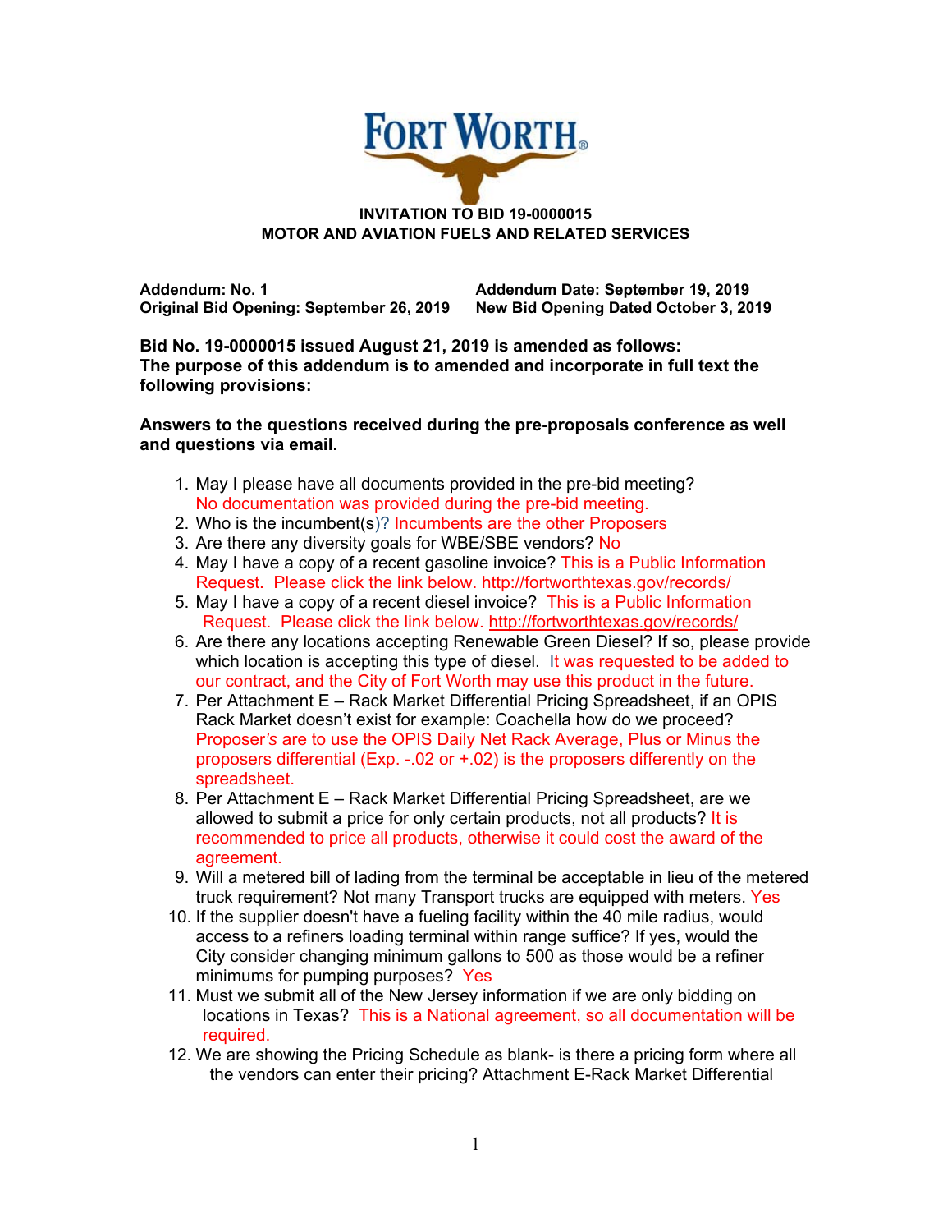**FORT WORTH**

**INVITATION TO BID 19-0000015**
**MOTOR AND AVIATION FUELS AND RELATED SERVICES**

**Addendum: No. 1** | **Addendum Date: September 19, 2019**
**Original Bid Opening: September 26, 2019** | **New Bid Opening Dated October 3, 2019**

**Bid No. 19-0000015 issued August 21, 2019 is amended as follows:**
**The purpose of this addendum is to amended and incorporate in full text the following provisions:**

**Answers to the questions received during the pre-proposals conference as well and questions via email.**

1. May I please have all documents provided in the pre-bid meeting? No documentation was provided during the pre-bid meeting.
2. Who is the incumbent(s)? Incumbents are the other Proposers
3. Are there any diversity goals for WBE/SBE vendors? No
4. May I have a copy of a recent gasoline invoice? This is a Public Information Request. Please click the link below. http://fortworthtexas.gov/records/
5. May I have a copy of a recent diesel invoice? This is a Public Information Request. Please click the link below. http://fortworthtexas.gov/records/
6. Are there any locations accepting Renewable Green Diesel? If so, please provide which location is accepting this type of diesel. It was requested to be added to our contract, and the City of Fort Worth may use this product in the future.
7. Per Attachment E – Rack Market Differential Pricing Spreadsheet, if an OPIS Rack Market doesn't exist for example: Coachella how do we proceed? Proposer's are to use the OPIS Daily Net Rack Average, Plus or Minus the proposers differential (Exp. -.02 or +.02) is the proposers differently on the spreadsheet.
8. Per Attachment E – Rack Market Differential Pricing Spreadsheet, are we allowed to submit a price for only certain products, not all products? It is recommended to price all products, otherwise it could cost the award of the agreement.
9. Will a metered bill of lading from the terminal be acceptable in lieu of the metered truck requirement? Not many Transport trucks are equipped with meters. Yes
10. If the supplier doesn't have a fueling facility within the 40 mile radius, would access to a refiners loading terminal within range suffice? If yes, would the City consider changing minimum gallons to 500 as those would be a refiner minimums for pumping purposes? Yes
11. Must we submit all of the New Jersey information if we are only bidding on locations in Texas? This is a National agreement, so all documentation will be required.
12. We are showing the Pricing Schedule as blank- is there a pricing form where all the vendors can enter their pricing? Attachment E-Rack Market Differential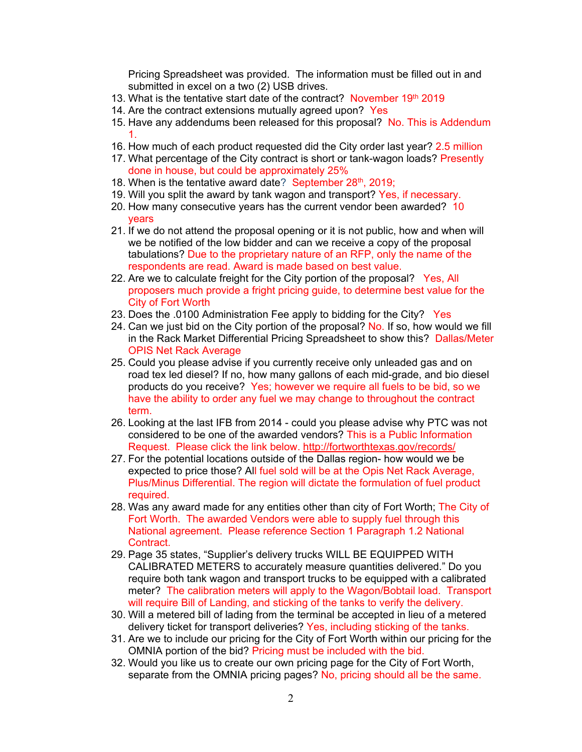Pricing Spreadsheet was provided. The information must be filled out in and submitted in excel on a two (2) USB drives.

13. What is the tentative start date of the contract? November 19th 2019
14. Are the contract extensions mutually agreed upon? Yes
15. Have any addendums been released for this proposal? No. This is Addendum 1.
16. How much of each product requested did the City order last year? 2.5 million
17. What percentage of the City contract is short or tank-wagon loads? Presently done in house, but could be approximately 25%
18. When is the tentative award date? September 28th, 2019;
19. Will you split the award by tank wagon and transport? Yes, if necessary.
20. How many consecutive years has the current vendor been awarded? 10 years
21. If we do not attend the proposal opening or it is not public, how and when will we be notified of the low bidder and can we receive a copy of the proposal tabulations? Due to the proprietary nature of an RFP, only the name of the respondents are read. Award is made based on best value.
22. Are we to calculate freight for the City portion of the proposal? Yes, All proposers much provide a fright pricing guide, to determine best value for the City of Fort Worth
23. Does the .0100 Administration Fee apply to bidding for the City? Yes
24. Can we just bid on the City portion of the proposal? No. If so, how would we fill in the Rack Market Differential Pricing Spreadsheet to show this? Dallas/Meter OPIS Net Rack Average
25. Could you please advise if you currently receive only unleaded gas and on road tex led diesel? If no, how many gallons of each mid-grade, and bio diesel products do you receive? Yes; however we require all fuels to be bid, so we have the ability to order any fuel we may change to throughout the contract term.
26. Looking at the last IFB from 2014 - could you please advise why PTC was not considered to be one of the awarded vendors? This is a Public Information Request. Please click the link below. http://fortworthtexas.gov/records/
27. For the potential locations outside of the Dallas region- how would we be expected to price those? All fuel sold will be at the Opis Net Rack Average, Plus/Minus Differential. The region will dictate the formulation of fuel product required.
28. Was any award made for any entities other than city of Fort Worth; The City of Fort Worth. The awarded Vendors were able to supply fuel through this National agreement. Please reference Section 1 Paragraph 1.2 National Contract.
29. Page 35 states, "Supplier's delivery trucks WILL BE EQUIPPED WITH CALIBRATED METERS to accurately measure quantities delivered." Do you require both tank wagon and transport trucks to be equipped with a calibrated meter? The calibration meters will apply to the Wagon/Bobtail load. Transport will require Bill of Landing, and sticking of the tanks to verify the delivery.
30. Will a metered bill of lading from the terminal be accepted in lieu of a metered delivery ticket for transport deliveries? Yes, including sticking of the tanks.
31. Are we to include our pricing for the City of Fort Worth within our pricing for the OMNIA portion of the bid? Pricing must be included with the bid.
32. Would you like us to create our own pricing page for the City of Fort Worth, separate from the OMNIA pricing pages? No, pricing should all be the same.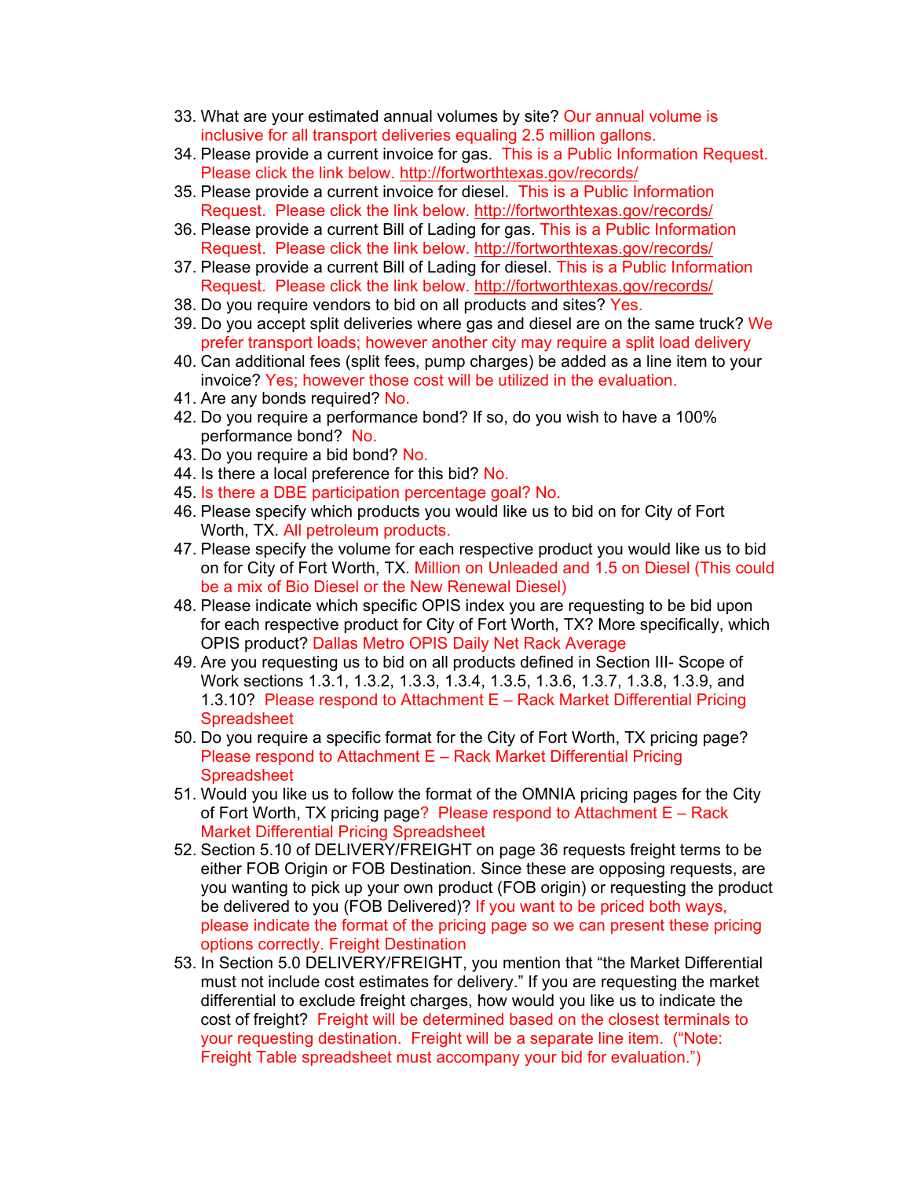33. What are your estimated annual volumes by site? Our annual volume is inclusive for all transport deliveries equaling 2.5 million gallons.
34. Please provide a current invoice for gas. This is a Public Information Request. Please click the link below. http://fortworthtexas.gov/records/
35. Please provide a current invoice for diesel. This is a Public Information Request. Please click the link below. http://fortworthtexas.gov/records/
36. Please provide a current Bill of Lading for gas. This is a Public Information Request. Please click the link below. http://fortworthtexas.gov/records/
37. Please provide a current Bill of Lading for diesel. This is a Public Information Request. Please click the link below. http://fortworthtexas.gov/records/
38. Do you require vendors to bid on all products and sites? Yes.
39. Do you accept split deliveries where gas and diesel are on the same truck? We prefer transport loads; however another city may require a split load delivery
40. Can additional fees (split fees, pump charges) be added as a line item to your invoice? Yes; however those cost will be utilized in the evaluation.
41. Are any bonds required? No.
42. Do you require a performance bond? If so, do you wish to have a 100% performance bond? No.
43. Do you require a bid bond? No.
44. Is there a local preference for this bid? No.
45. Is there a DBE participation percentage goal? No.
46. Please specify which products you would like us to bid on for City of Fort Worth, TX. All petroleum products.
47. Please specify the volume for each respective product you would like us to bid on for City of Fort Worth, TX. Million on Unleaded and 1.5 on Diesel (This could be a mix of Bio Diesel or the New Renewal Diesel)
48. Please indicate which specific OPIS index you are requesting to be bid upon for each respective product for City of Fort Worth, TX? More specifically, which OPIS product? Dallas Metro OPIS Daily Net Rack Average
49. Are you requesting us to bid on all products defined in Section III- Scope of Work sections 1.3.1, 1.3.2, 1.3.3, 1.3.4, 1.3.5, 1.3.6, 1.3.7, 1.3.8, 1.3.9, and 1.3.10? Please respond to Attachment E – Rack Market Differential Pricing Spreadsheet
50. Do you require a specific format for the City of Fort Worth, TX pricing page? Please respond to Attachment E – Rack Market Differential Pricing Spreadsheet
51. Would you like us to follow the format of the OMNIA pricing pages for the City of Fort Worth, TX pricing page? Please respond to Attachment E – Rack Market Differential Pricing Spreadsheet
52. Section 5.10 of DELIVERY/FREIGHT on page 36 requests freight terms to be either FOB Origin or FOB Destination. Since these are opposing requests, are you wanting to pick up your own product (FOB origin) or requesting the product be delivered to you (FOB Delivered)? If you want to be priced both ways, please indicate the format of the pricing page so we can present these pricing options correctly. Freight Destination
53. In Section 5.0 DELIVERY/FREIGHT, you mention that "the Market Differential must not include cost estimates for delivery." If you are requesting the market differential to exclude freight charges, how would you like us to indicate the cost of freight? Freight will be determined based on the closest terminals to your requesting destination. Freight will be a separate line item. ("Note: Freight Table spreadsheet must accompany your bid for evaluation.")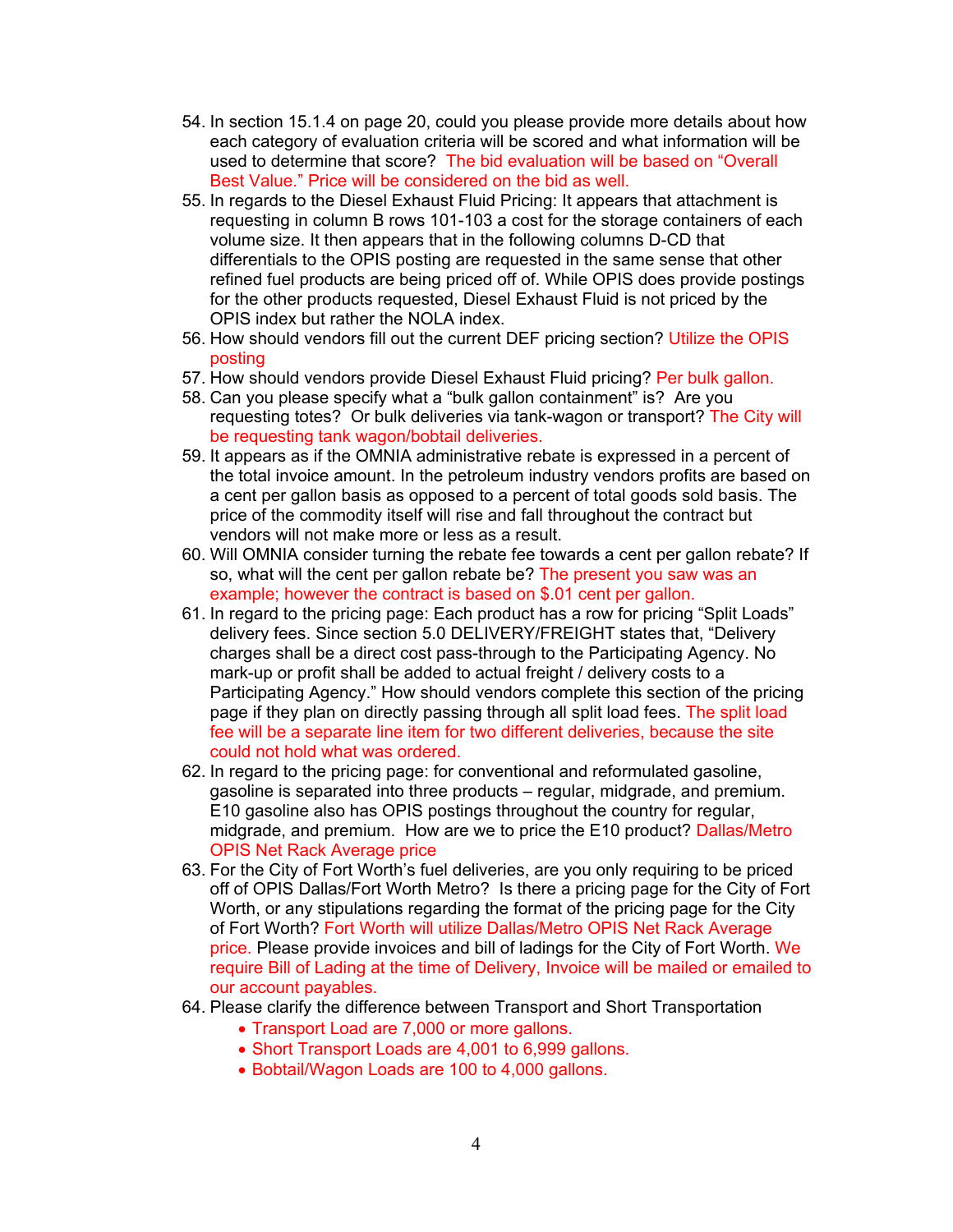54. In section 15.1.4 on page 20, could you please provide more details about how each category of evaluation criteria will be scored and what information will be used to determine that score? The bid evaluation will be based on "Overall Best Value." Price will be considered on the bid as well.
55. In regards to the Diesel Exhaust Fluid Pricing: It appears that attachment is requesting in column B rows 101-103 a cost for the storage containers of each volume size. It then appears that in the following columns D-CD that differentials to the OPIS posting are requested in the same sense that other refined fuel products are being priced off of. While OPIS does provide postings for the other products requested, Diesel Exhaust Fluid is not priced by the OPIS index but rather the NOLA index.
56. How should vendors fill out the current DEF pricing section? Utilize the OPIS posting
57. How should vendors provide Diesel Exhaust Fluid pricing? Per bulk gallon.
58. Can you please specify what a "bulk gallon containment" is? Are you requesting totes? Or bulk deliveries via tank-wagon or transport? The City will be requesting tank wagon/bobtail deliveries.
59. It appears as if the OMNIA administrative rebate is expressed in a percent of the total invoice amount. In the petroleum industry vendors profits are based on a cent per gallon basis as opposed to a percent of total goods sold basis. The price of the commodity itself will rise and fall throughout the contract but vendors will not make more or less as a result.
60. Will OMNIA consider turning the rebate fee towards a cent per gallon rebate? If so, what will the cent per gallon rebate be? The present you saw was an example; however the contract is based on $.01 cent per gallon.
61. In regard to the pricing page: Each product has a row for pricing "Split Loads" delivery fees. Since section 5.0 DELIVERY/FREIGHT states that, "Delivery charges shall be a direct cost pass-through to the Participating Agency. No mark-up or profit shall be added to actual freight / delivery costs to a Participating Agency." How should vendors complete this section of the pricing page if they plan on directly passing through all split load fees. The split load fee will be a separate line item for two different deliveries, because the site could not hold what was ordered.
62. In regard to the pricing page: for conventional and reformulated gasoline, gasoline is separated into three products – regular, midgrade, and premium. E10 gasoline also has OPIS postings throughout the country for regular, midgrade, and premium. How are we to price the E10 product? Dallas/Metro OPIS Net Rack Average price
63. For the City of Fort Worth's fuel deliveries, are you only requiring to be priced off of OPIS Dallas/Fort Worth Metro? Is there a pricing page for the City of Fort Worth, or any stipulations regarding the format of the pricing page for the City of Fort Worth? Fort Worth will utilize Dallas/Metro OPIS Net Rack Average price. Please provide invoices and bill of ladings for the City of Fort Worth. We require Bill of Lading at the time of Delivery, Invoice will be mailed or emailed to our account payables.
64. Please clarify the difference between Transport and Short Transportation
    - Transport Load are 7,000 or more gallons.
    - Short Transport Loads are 4,001 to 6,999 gallons.
    - Bobtail/Wagon Loads are 100 to 4,000 gallons.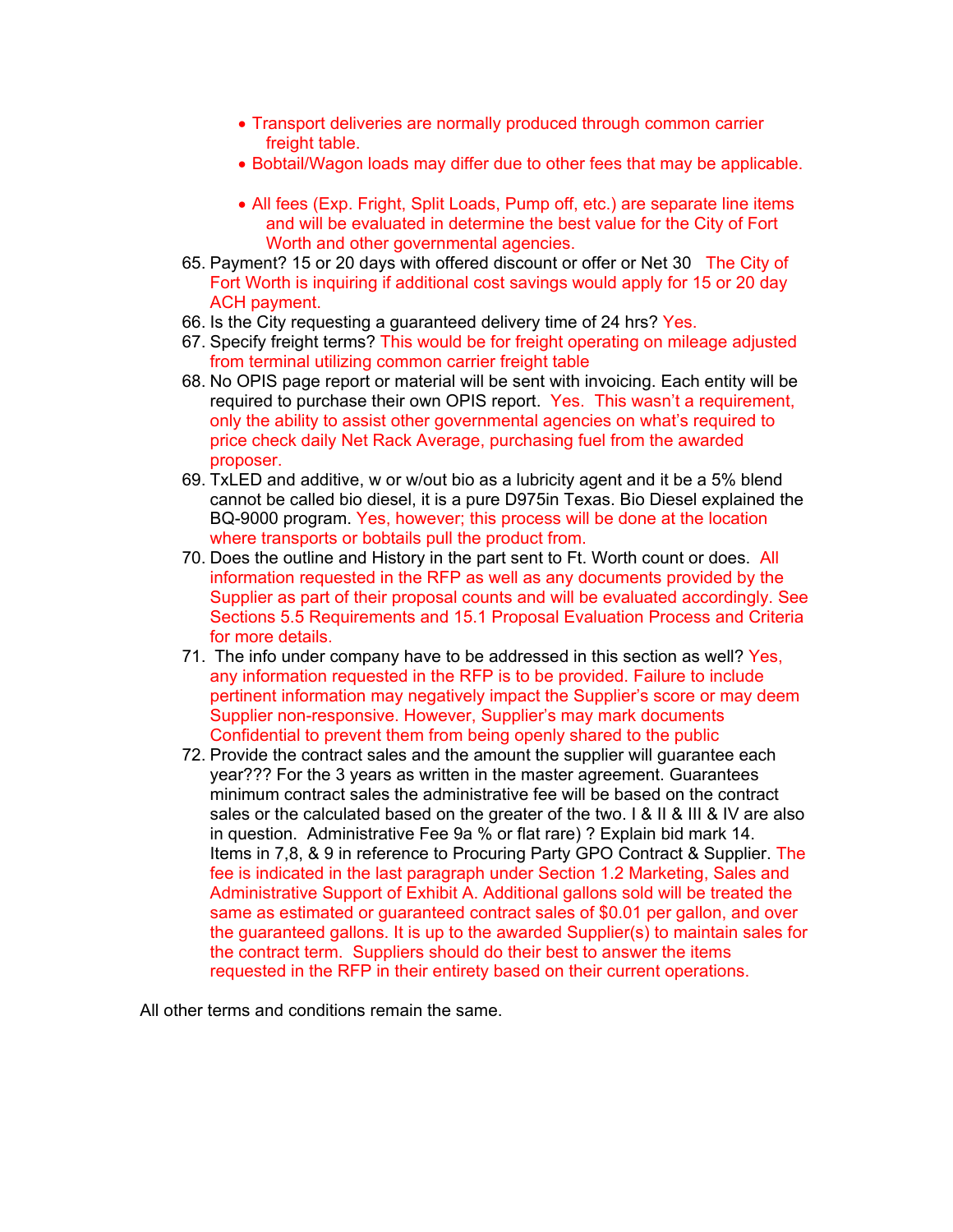- Transport deliveries are normally produced through common carrier freight table.
- Bobtail/Wagon loads may differ due to other fees that may be applicable.
- All fees (Exp. Fright, Split Loads, Pump off, etc.) are separate line items and will be evaluated in determine the best value for the City of Fort Worth and other governmental agencies.

65. Payment? 15 or 20 days with offered discount or offer or Net 30 The City of Fort Worth is inquiring if additional cost savings would apply for 15 or 20 day ACH payment.
66. Is the City requesting a guaranteed delivery time of 24 hrs? Yes.
67. Specify freight terms? This would be for freight operating on mileage adjusted from terminal utilizing common carrier freight table
68. No OPIS page report or material will be sent with invoicing. Each entity will be required to purchase their own OPIS report. Yes. This wasn't a requirement, only the ability to assist other governmental agencies on what's required to price check daily Net Rack Average, purchasing fuel from the awarded proposer.
69. TxLED and additive, w or w/out bio as a lubricity agent and it be a 5% blend cannot be called bio diesel, it is a pure D975in Texas. Bio Diesel explained the BQ-9000 program. Yes, however; this process will be done at the location where transports or bobtails pull the product from.
70. Does the outline and History in the part sent to Ft. Worth count or does. All information requested in the RFP as well as any documents provided by the Supplier as part of their proposal counts and will be evaluated accordingly. See Sections 5.5 Requirements and 15.1 Proposal Evaluation Process and Criteria for more details.
71. The info under company have to be addressed in this section as well? Yes, any information requested in the RFP is to be provided. Failure to include pertinent information may negatively impact the Supplier's score or may deem Supplier non-responsive. However, Supplier's may mark documents Confidential to prevent them from being openly shared to the public
72. Provide the contract sales and the amount the supplier will guarantee each year??? For the 3 years as written in the master agreement. Guarantees minimum contract sales the administrative fee will be based on the contract sales or the calculated based on the greater of the two. I & II & III & IV are also in question. Administrative Fee 9a % or flat rare) ? Explain bid mark 14. Items in 7,8, & 9 in reference to Procuring Party GPO Contract & Supplier. The fee is indicated in the last paragraph under Section 1.2 Marketing, Sales and Administrative Support of Exhibit A. Additional gallons sold will be treated the same as estimated or guaranteed contract sales of $0.01 per gallon, and over the guaranteed gallons. It is up to the awarded Supplier(s) to maintain sales for the contract term. Suppliers should do their best to answer the items requested in the RFP in their entirety based on their current operations.

All other terms and conditions remain the same.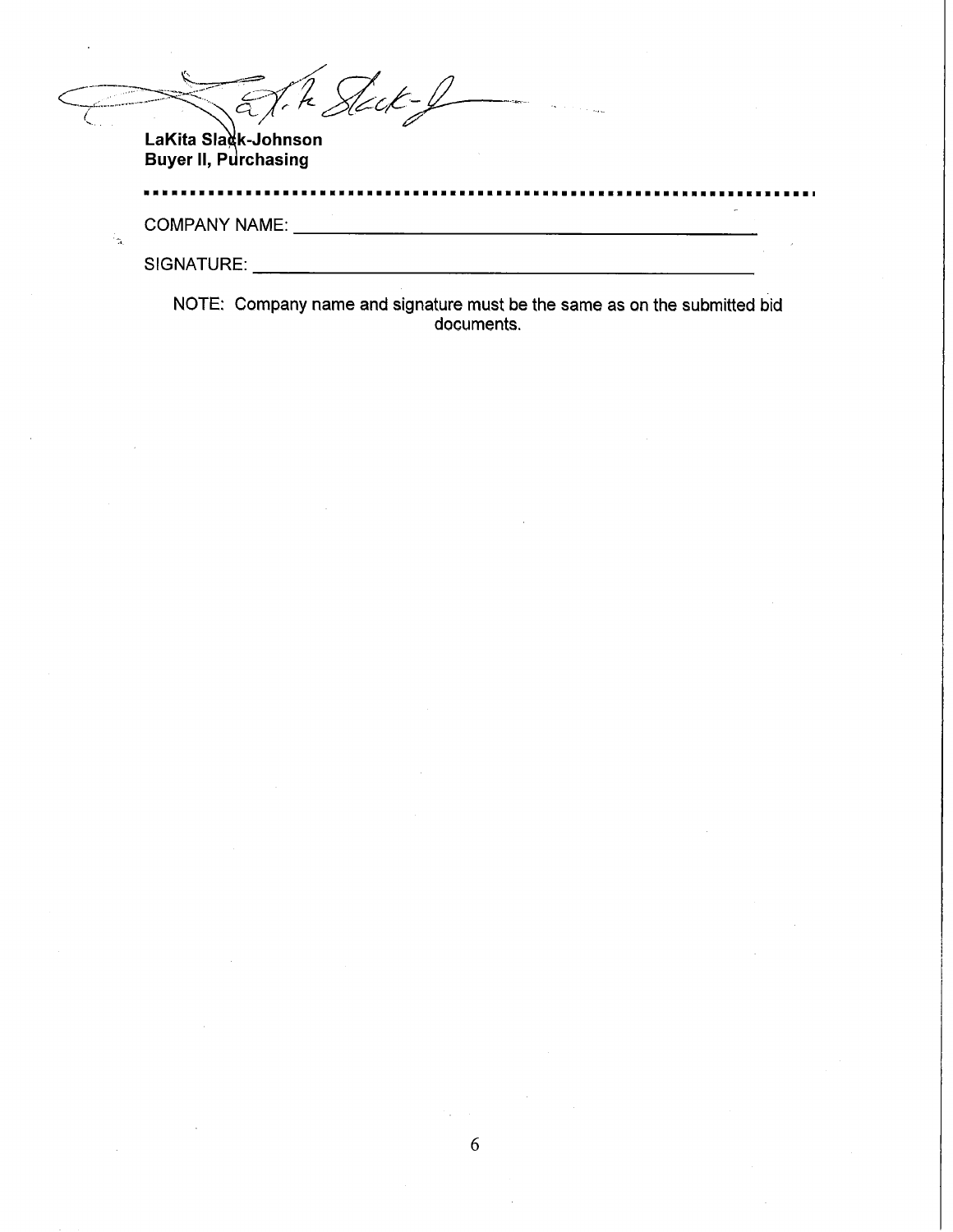**LaKita Slack-Johnson**
**Buyer II, Purchasing**

---

COMPANY NAME: ______________________________________________

SIGNATURE: ______________________________________________

NOTE: Company name and signature must be the same as on the submitted bid documents.